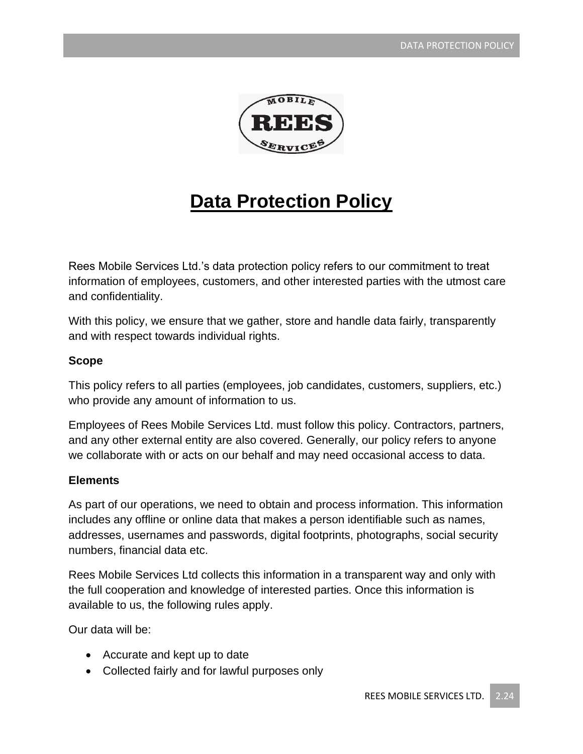# Data Protection Policy

Rees Mobile Services Ltd.'s data protection policy refers to our commitment to treat information of employees, customers, and other interested parties with the utmost care and confidentiality.

With this policy, we ensure that we gather, store and handle data fairly, transparently and with respect towards individual rights.

**Scope**

This policy refers to all parties (employees, job candidates, customers, suppliers, etc.) who provide any amount of information to us.

Employees of Rees Mobile Services Ltd. must follow this policy. Contractors, partners, and any other external entity are also covered. Generally, our policy refers to anyone we collaborate with or acts on our behalf and may need occasional access to data.

**Elements**

As part of our operations, we need to obtain and process information. This information includes any offline or online data that makes a person identifiable such as names, addresses, usernames and passwords, digital footprints, photographs, social security numbers, financial data etc.

Rees Mobile Services Ltd collects this information in a transparent way and only with the full cooperation and knowledge of interested parties. Once this information is available to us, the following rules apply.

Our data will be:

- Accurate and kept up to date
- Collected fairly and for lawful purposes only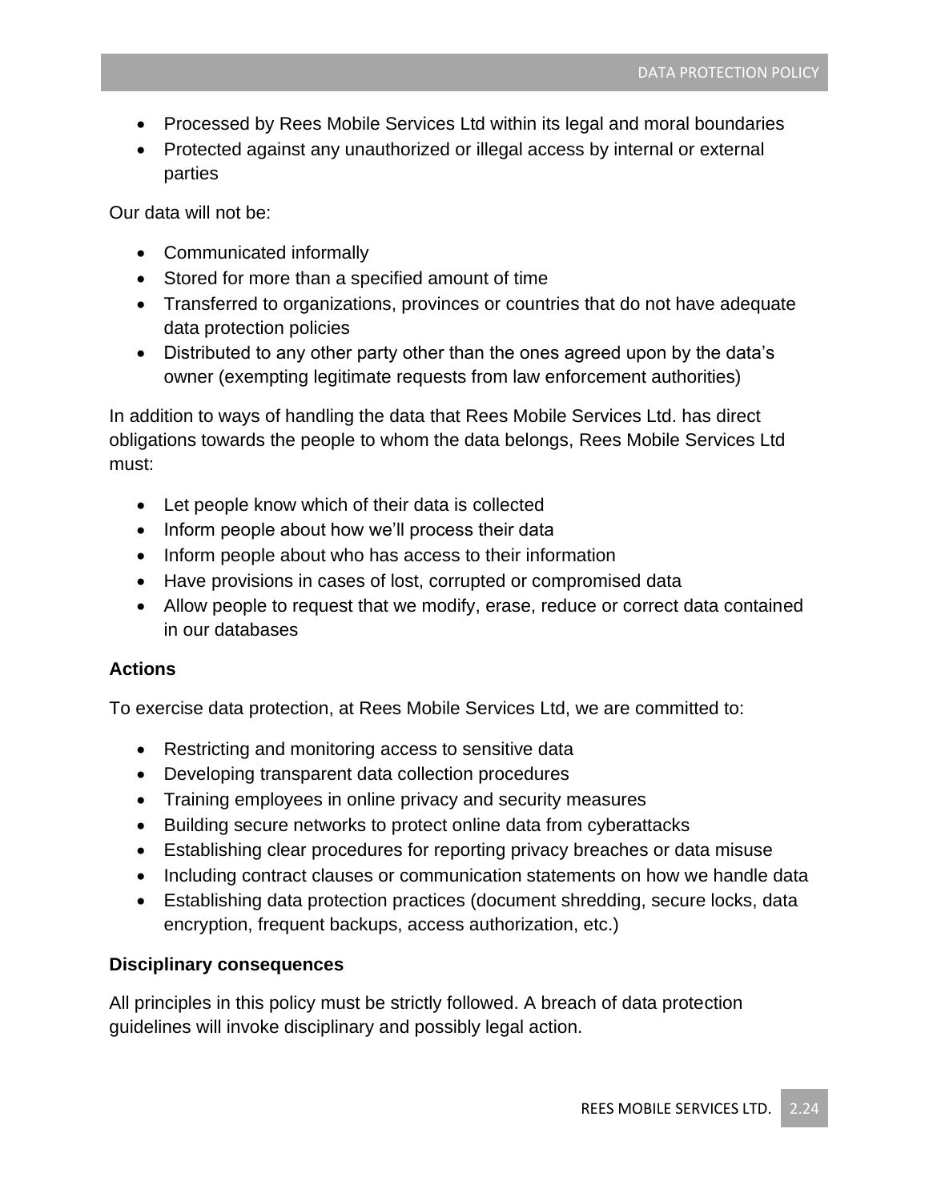- Processed by Rees Mobile Services Ltd within its legal and moral boundaries
- Protected against any unauthorized or illegal access by internal or external parties

Our data will not be:

- Communicated informally
- Stored for more than a specified amount of time
- Transferred to organizations, provinces or countries that do not have adequate data protection policies
- Distributed to any other party other than the ones agreed upon by the data's owner (exempting legitimate requests from law enforcement authorities)

In addition to ways of handling the data that Rees Mobile Services Ltd. has direct obligations towards the people to whom the data belongs, Rees Mobile Services Ltd must:

- Let people know which of their data is collected
- Inform people about how we'll process their data
- Inform people about who has access to their information
- Have provisions in cases of lost, corrupted or compromised data
- Allow people to request that we modify, erase, reduce or correct data contained in our databases

**Actions**

To exercise data protection, at Rees Mobile Services Ltd, we are committed to:

- Restricting and monitoring access to sensitive data
- Developing transparent data collection procedures
- Training employees in online privacy and security measures
- Building secure networks to protect online data from cyberattacks
- Establishing clear procedures for reporting privacy breaches or data misuse
- Including contract clauses or communication statements on how we handle data
- Establishing data protection practices (document shredding, secure locks, data encryption, frequent backups, access authorization, etc.)

**Disciplinary consequences**

All principles in this policy must be strictly followed. A breach of data protection guidelines will invoke disciplinary and possibly legal action.